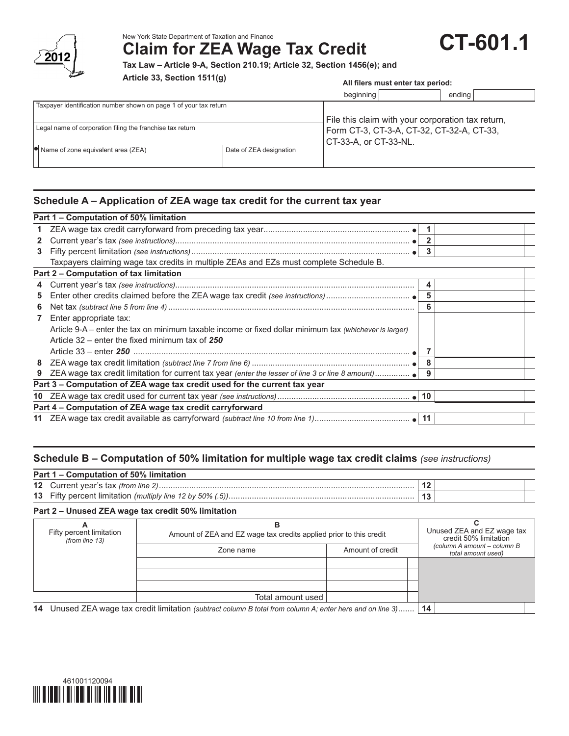New York State Department of Taxation and Finance

# Claim for ZEA Wage Tax Credit

**CT-601.1**

2012

**Tax Law – Article 9-A, Section 210.19; Article 32, Section 1456(e); and Article 33, Section 1511(g)**

**All filers must enter tax period:**

beginning | ending

| Taxpayer identification number shown on page 1 of your tax return | | File this claim with your corporation tax return, Form CT-3, CT-3-A, CT-32, CT-32-A, CT-33, CT-33-A, or CT-33-NL. |
|---|---|---|
| Legal name of corporation filing the franchise tax return | | |
| Name of zone equivalent area (ZEA) | Date of ZEA designation | |

## Schedule A – Application of ZEA wage tax credit for the current tax year

| | | | |
|---|---|---|---|
| **Part 1 – Computation of 50% limitation** | | | |
| 1 | ZEA wage tax credit carryforward from preceding tax year | 1 | |
| 2 | Current year's tax *(see instructions)* | 2 | |
| 3 | Fifty percent limitation *(see instructions)* | 3 | |
| | Taxpayers claiming wage tax credits in multiple ZEAs and EZs must complete Schedule B. | | |
| **Part 2 – Computation of tax limitation** | | | |
| 4 | Current year's tax *(see instructions)* | 4 | |
| 5 | Enter other credits claimed before the ZEA wage tax credit *(see instructions)* | 5 | |
| 6 | Net tax *(subtract line 5 from line 4)* | 6 | |
| 7 | Enter appropriate tax: Article 9-A – enter the tax on minimum taxable income or fixed dollar minimum tax *(whichever is larger)* Article 32 – enter the fixed minimum tax of ***250*** Article 33 – enter ***250*** | 7 | |
| 8 | ZEA wage tax credit limitation *(subtract line 7 from line 6)* | 8 | |
| 9 | ZEA wage tax credit limitation for current tax year *(enter the lesser of line 3 or line 8 amount)* | 9 | |
| **Part 3 – Computation of ZEA wage tax credit used for the current tax year** | | | |
| 10 | ZEA wage tax credit used for current tax year *(see instructions)* | 10 | |
| **Part 4 – Computation of ZEA wage tax credit carryforward** | | | |
| 11 | ZEA wage tax credit available as carryforward *(subtract line 10 from line 1)* | 11 | |

## Schedule B – Computation of 50% limitation for multiple wage tax credit claims *(see instructions)*

| | | | |
|---|---|---|---|
| **Part 1 – Computation of 50% limitation** | | | |
| 12 | Current year's tax *(from line 2)* | 12 | |
| 13 | Fifty percent limitation *(multiply line 12 by 50% (.5))* | 13 | |

**Part 2 – Unused ZEA wage tax credit 50% limitation**

| A<br>Fifty percent limitation *(from line 13)* | B<br>Amount of ZEA and EZ wage tax credits applied prior to this credit | | C<br>Unused ZEA and EZ wage tax credit 50% limitation *(column A amount – column B total amount used)* |
|---|---|---|---|
| | Zone name | Amount of credit | |
| | | | |
| | | | |
| | | | |
| | Total amount used | | |

| | | | |
|---|---|---|---|
| 14 | Unused ZEA wage tax credit limitation *(subtract column B total from column A; enter here and on line 3)* | 14 | |

461001120094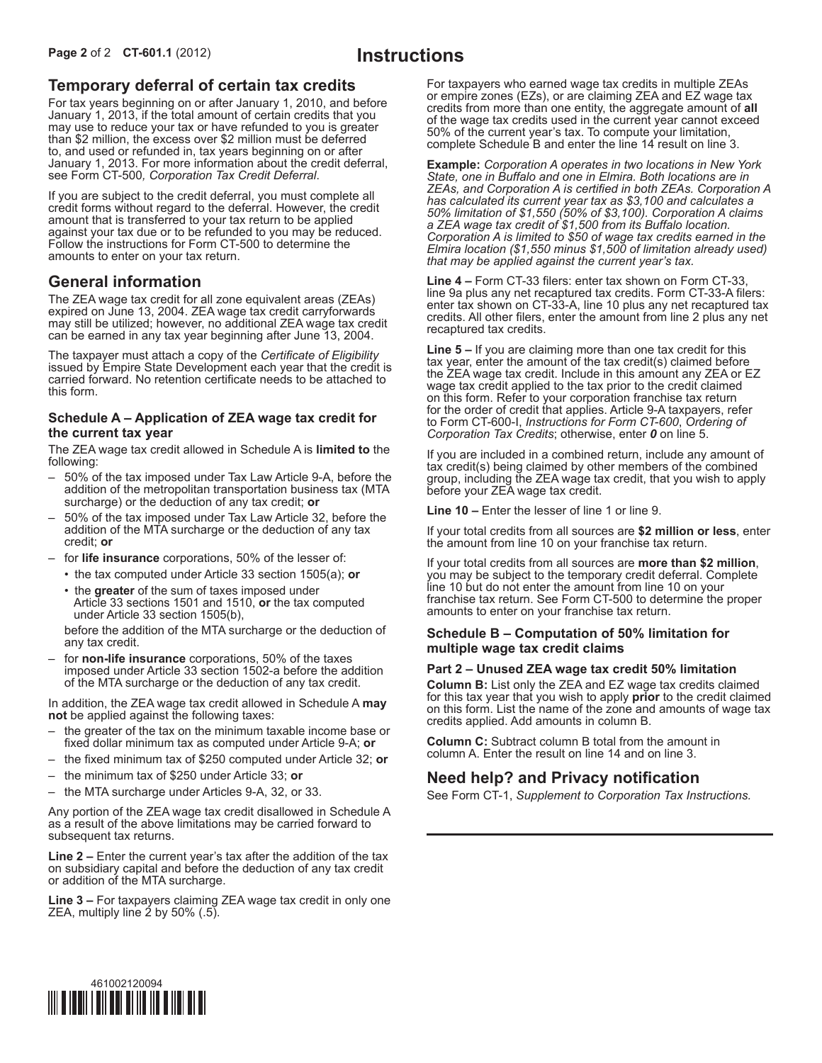# Instructions

## Temporary deferral of certain tax credits

For tax years beginning on or after January 1, 2010, and before January 1, 2013, if the total amount of certain credits that you may use to reduce your tax or have refunded to you is greater than $2 million, the excess over $2 million must be deferred to, and used or refunded in, tax years beginning on or after January 1, 2013. For more information about the credit deferral, see Form CT-500*, Corporation Tax Credit Deferral*.

If you are subject to the credit deferral, you must complete all credit forms without regard to the deferral. However, the credit amount that is transferred to your tax return to be applied against your tax due or to be refunded to you may be reduced. Follow the instructions for Form CT-500 to determine the amounts to enter on your tax return.

## General information

The ZEA wage tax credit for all zone equivalent areas (ZEAs) expired on June 13, 2004. ZEA wage tax credit carryforwards may still be utilized; however, no additional ZEA wage tax credit can be earned in any tax year beginning after June 13, 2004.

The taxpayer must attach a copy of the *Certificate of Eligibility* issued by Empire State Development each year that the credit is carried forward. No retention certificate needs to be attached to this form.

### Schedule A – Application of ZEA wage tax credit for the current tax year

The ZEA wage tax credit allowed in Schedule A is **limited to** the following:

- 50% of the tax imposed under Tax Law Article 9-A, before the addition of the metropolitan transportation business tax (MTA surcharge) or the deduction of any tax credit; **or**
- 50% of the tax imposed under Tax Law Article 32, before the addition of the MTA surcharge or the deduction of any tax credit; **or**
- for **life insurance** corporations, 50% of the lesser of:
  - the tax computed under Article 33 section 1505(a); **or**
  - the **greater** of the sum of taxes imposed under Article 33 sections 1501 and 1510, **or** the tax computed under Article 33 section 1505(b),

  before the addition of the MTA surcharge or the deduction of any tax credit.
- for **non-life insurance** corporations, 50% of the taxes imposed under Article 33 section 1502-a before the addition of the MTA surcharge or the deduction of any tax credit.

In addition, the ZEA wage tax credit allowed in Schedule A **may not** be applied against the following taxes:

- the greater of the tax on the minimum taxable income base or fixed dollar minimum tax as computed under Article 9-A; **or**
- the fixed minimum tax of $250 computed under Article 32; **or**
- the minimum tax of $250 under Article 33; **or**
- the MTA surcharge under Articles 9-A, 32, or 33.

Any portion of the ZEA wage tax credit disallowed in Schedule A as a result of the above limitations may be carried forward to subsequent tax returns.

**Line 2 –** Enter the current year's tax after the addition of the tax on subsidiary capital and before the deduction of any tax credit or addition of the MTA surcharge.

**Line 3 –** For taxpayers claiming ZEA wage tax credit in only one ZEA, multiply line 2 by 50% (.5).

For taxpayers who earned wage tax credits in multiple ZEAs or empire zones (EZs), or are claiming ZEA and EZ wage tax credits from more than one entity, the aggregate amount of **all** of the wage tax credits used in the current year cannot exceed 50% of the current year's tax. To compute your limitation, complete Schedule B and enter the line 14 result on line 3.

**Example:** *Corporation A operates in two locations in New York State, one in Buffalo and one in Elmira. Both locations are in ZEAs, and Corporation A is certified in both ZEAs. Corporation A has calculated its current year tax as $3,100 and calculates a 50% limitation of $1,550 (50% of $3,100). Corporation A claims a ZEA wage tax credit of $1,500 from its Buffalo location. Corporation A is limited to $50 of wage tax credits earned in the Elmira location ($1,550 minus $1,500 of limitation already used) that may be applied against the current year's tax.*

**Line 4 –** Form CT-33 filers: enter tax shown on Form CT-33, line 9a plus any net recaptured tax credits. Form CT-33-A filers: enter tax shown on CT-33-A, line 10 plus any net recaptured tax credits. All other filers, enter the amount from line 2 plus any net recaptured tax credits.

**Line 5 –** If you are claiming more than one tax credit for this tax year, enter the amount of the tax credit(s) claimed before the ZEA wage tax credit. Include in this amount any ZEA or EZ wage tax credit applied to the tax prior to the credit claimed on this form. Refer to your corporation franchise tax return for the order of credit that applies. Article 9-A taxpayers, refer to Form CT-600-I, *Instructions for Form CT-600*, *Ordering of Corporation Tax Credits*; otherwise, enter ***0*** on line 5.

If you are included in a combined return, include any amount of tax credit(s) being claimed by other members of the combined group, including the ZEA wage tax credit, that you wish to apply before your ZEA wage tax credit.

**Line 10 –** Enter the lesser of line 1 or line 9.

If your total credits from all sources are **$2 million or less**, enter the amount from line 10 on your franchise tax return.

If your total credits from all sources are **more than $2 million**, you may be subject to the temporary credit deferral. Complete line 10 but do not enter the amount from line 10 on your franchise tax return. See Form CT-500 to determine the proper amounts to enter on your franchise tax return.

### Schedule B – Computation of 50% limitation for multiple wage tax credit claims

#### Part 2 – Unused ZEA wage tax credit 50% limitation

**Column B:** List only the ZEA and EZ wage tax credits claimed for this tax year that you wish to apply **prior** to the credit claimed on this form. List the name of the zone and amounts of wage tax credits applied. Add amounts in column B.

**Column C:** Subtract column B total from the amount in column A. Enter the result on line 14 and on line 3.

## Need help? and Privacy notification

See Form CT-1, *Supplement to Corporation Tax Instructions.*

461002120094